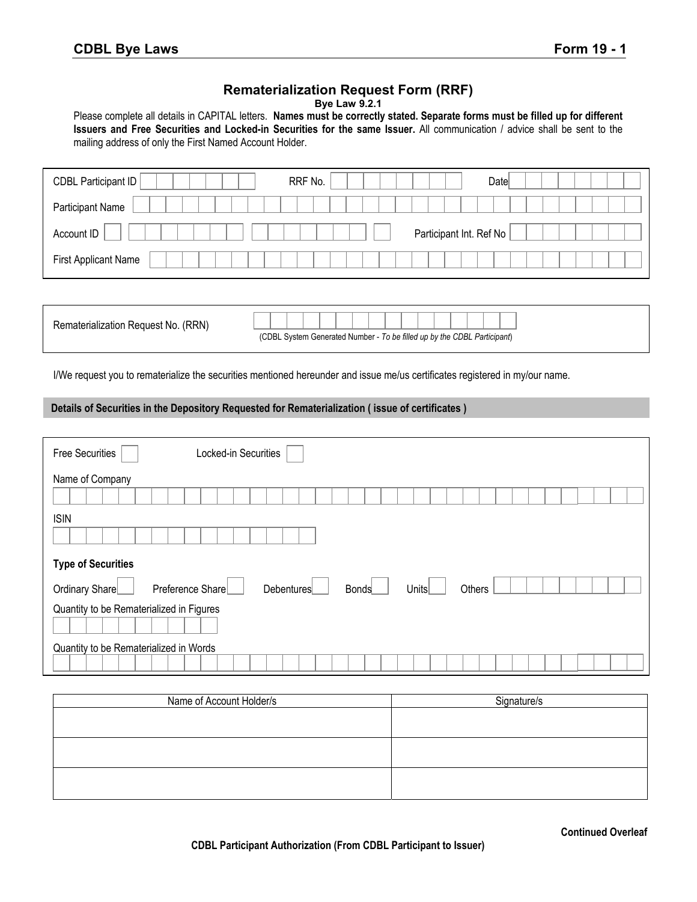**CDBL Bye Laws** **Form 19 - 1**

# Rematerialization Request Form (RRF)

**Bye Law 9.2.1**

Please complete all details in CAPITAL letters. **Names must be correctly stated. Separate forms must be filled up for different Issuers and Free Securities and Locked-in Securities for the same Issuer.** All communication / advice shall be sent to the mailing address of only the First Named Account Holder.

CDBL Participant ID RRF No. Date

Participant Name

Account ID Participant Int. Ref No

First Applicant Name

Rematerialization Request No. (RRN)

(CDBL System Generated Number - *To be filled up by the CDBL Participant*)

I/We request you to rematerialize the securities mentioned hereunder and issue me/us certificates registered in my/our name.

**Details of Securities in the Depository Requested for Rematerialization ( issue of certificates )**

Free Securities Locked-in Securities

Name of Company

ISIN

**Type of Securities**

Ordinary Share Preference Share Debentures Bonds Units Others

Quantity to be Rematerialized in Figures

Quantity to be Rematerialized in Words

| Name of Account Holder/s | Signature/s |
|---|---|
| | |
| | |
| | |

**Continued Overleaf**

**CDBL Participant Authorization (From CDBL Participant to Issuer)**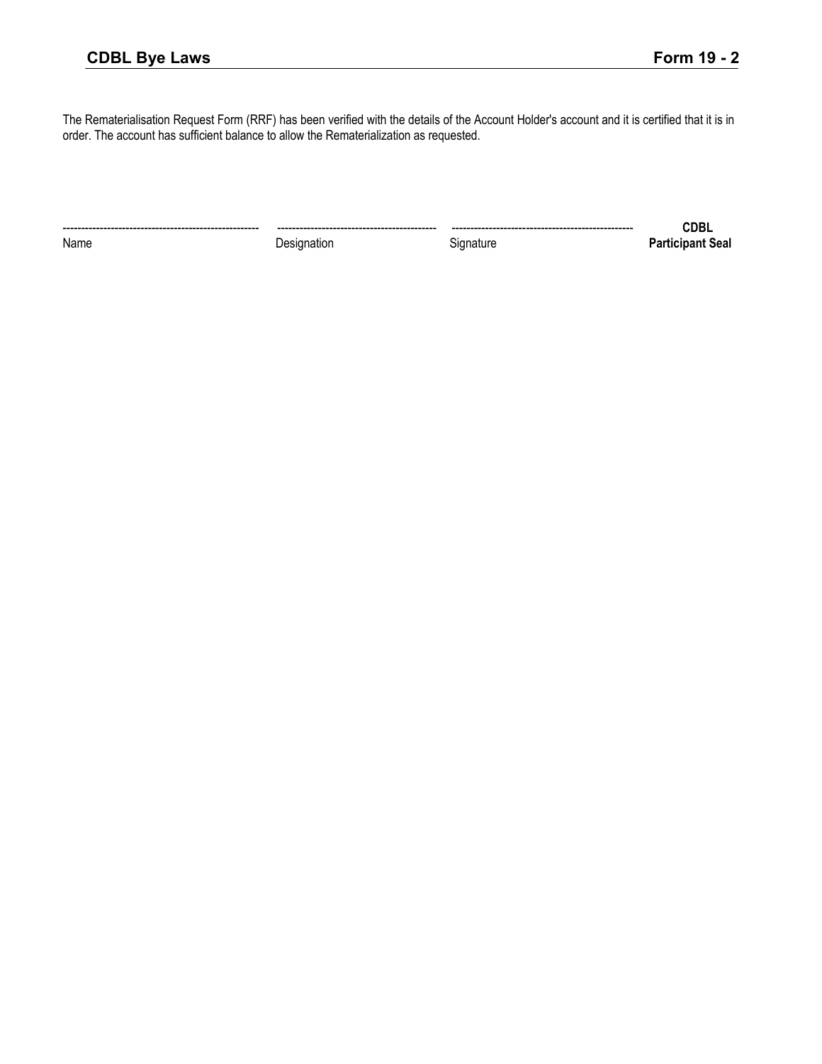The Rematerialisation Request Form (RRF) has been verified with the details of the Account Holder's account and it is certified that it is in order. The account has sufficient balance to allow the Rematerialization as requested.

| | | | |
|---|---|---|---|
| ------------------------------------------------------- | -------------------------------------------- | --------------------------------------------------- | **CDBL** |
| Name | Designation | Signature | **Participant Seal** |